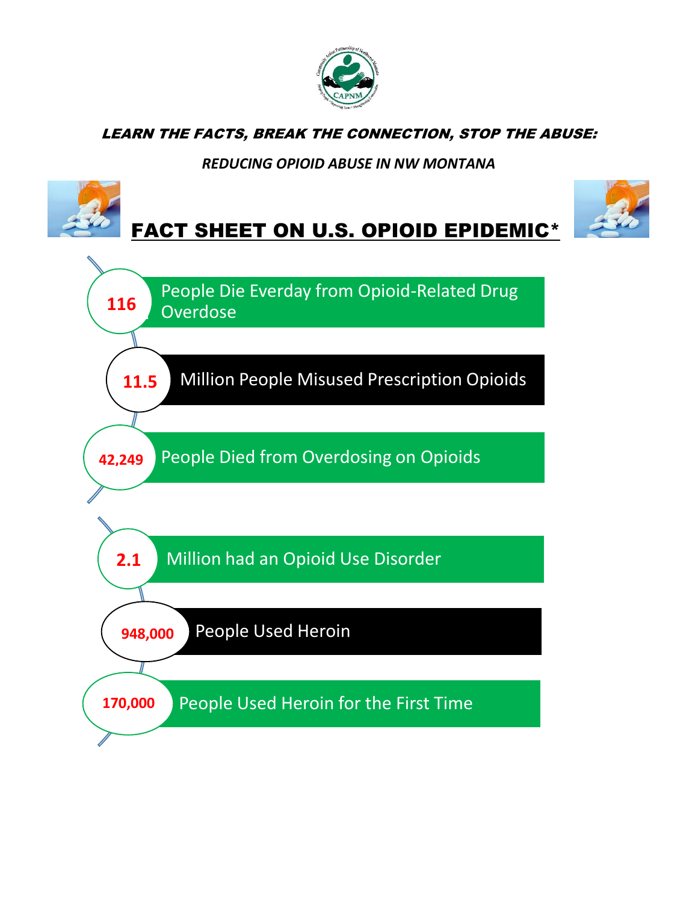***LEARN THE FACTS, BREAK THE CONNECTION, STOP THE ABUSE:***

*REDUCING OPIOID ABUSE IN NW MONTANA*

# FACT SHEET ON U.S. OPIOID EPIDEMIC*

- **116** People Die Everday from Opioid-Related Drug Overdose
- **11.5** Million People Misused Prescription Opioids
- **42,249** People Died from Overdosing on Opioids
- **2.1** Million had an Opioid Use Disorder
- **948,000** People Used Heroin
- **170,000** People Used Heroin for the First Time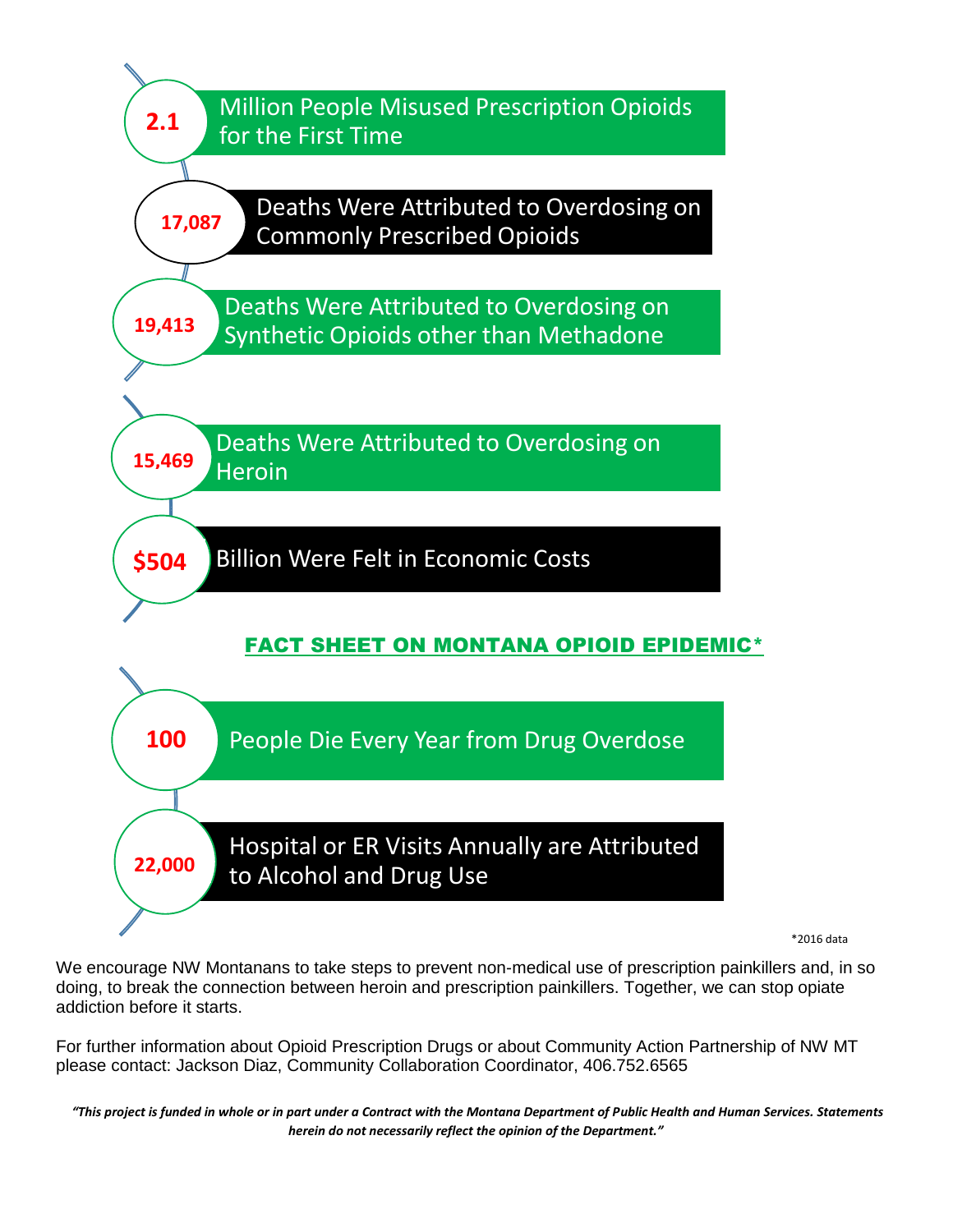**2.1** Million People Misused Prescription Opioids for the First Time

**17,087** Deaths Were Attributed to Overdosing on Commonly Prescribed Opioids

**19,413** Deaths Were Attributed to Overdosing on Synthetic Opioids other than Methadone

**15,469** Deaths Were Attributed to Overdosing on Heroin

**$504** Billion Were Felt in Economic Costs

## FACT SHEET ON MONTANA OPIOID EPIDEMIC*

**100** People Die Every Year from Drug Overdose

**22,000** Hospital or ER Visits Annually are Attributed to Alcohol and Drug Use

*2016 data

We encourage NW Montanans to take steps to prevent non-medical use of prescription painkillers and, in so doing, to break the connection between heroin and prescription painkillers. Together, we can stop opiate addiction before it starts.

For further information about Opioid Prescription Drugs or about Community Action Partnership of NW MT please contact: Jackson Diaz, Community Collaboration Coordinator, 406.752.6565

***"This project is funded in whole or in part under a Contract with the Montana Department of Public Health and Human Services. Statements herein do not necessarily reflect the opinion of the Department."***